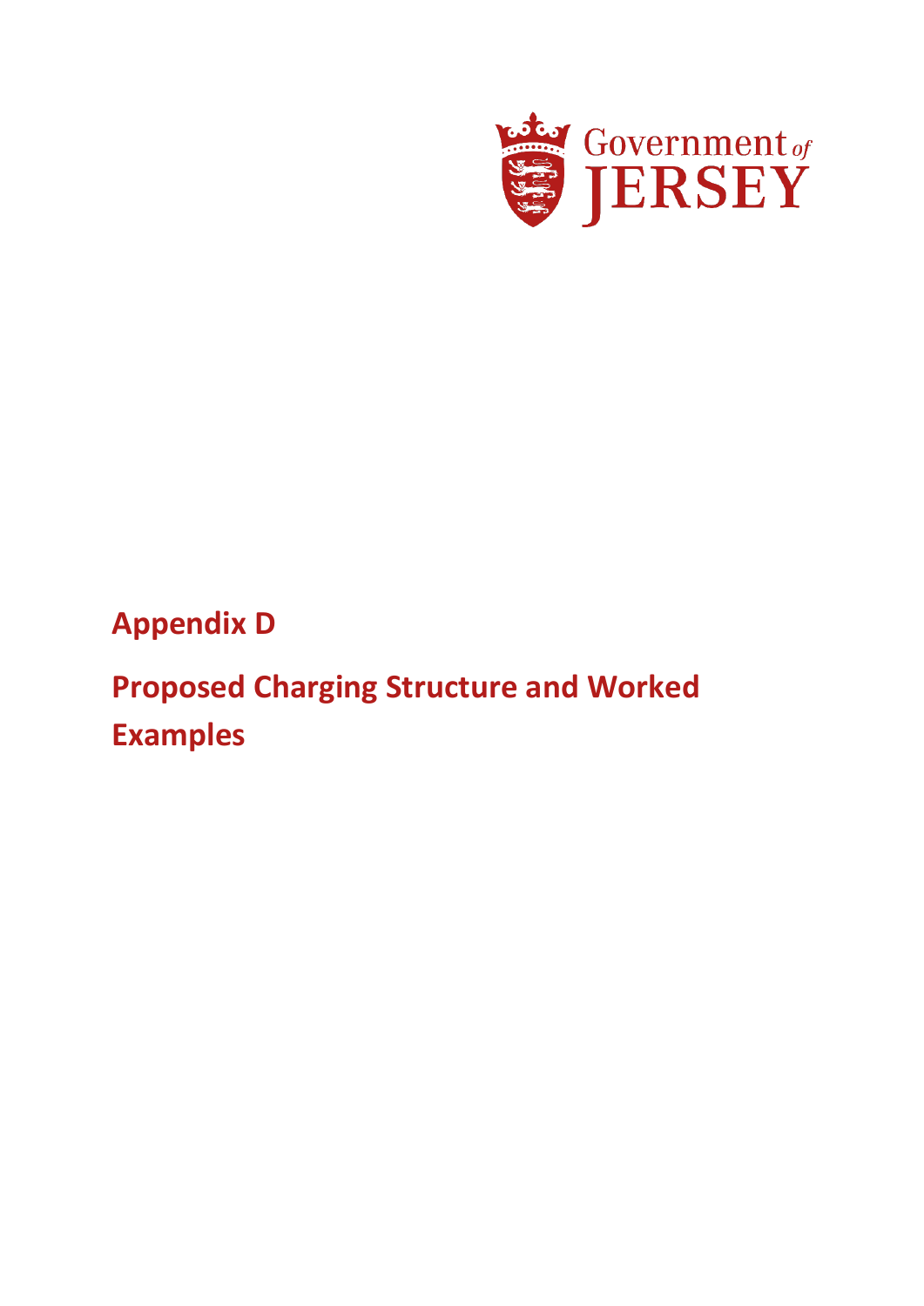# Appendix D

## Proposed Charging Structure and Worked Examples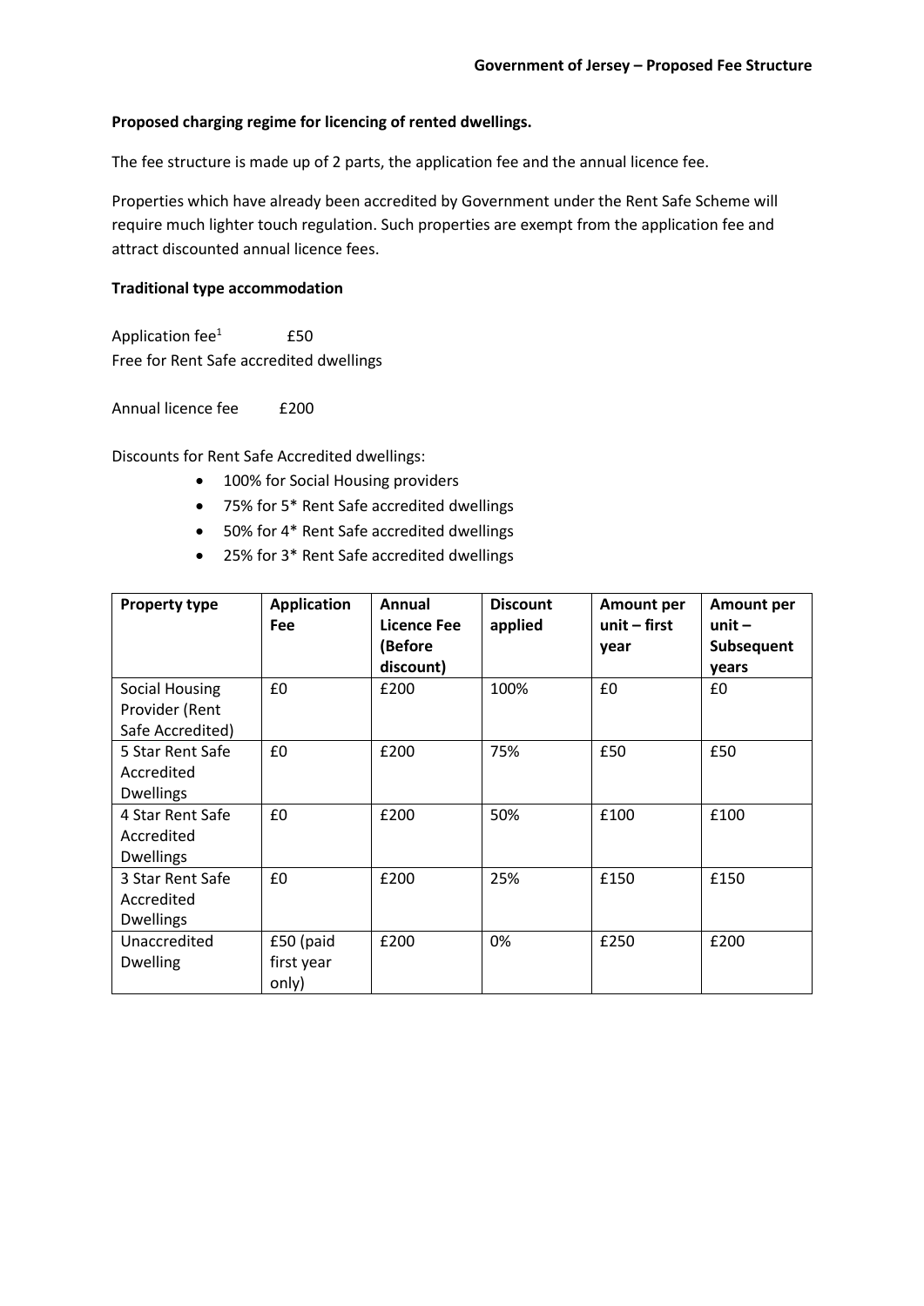**Proposed charging regime for licencing of rented dwellings.**

The fee structure is made up of 2 parts, the application fee and the annual licence fee.

Properties which have already been accredited by Government under the Rent Safe Scheme will require much lighter touch regulation. Such properties are exempt from the application fee and attract discounted annual licence fees.

**Traditional type accommodation**

Application fee[1] £50
Free for Rent Safe accredited dwellings

Annual licence fee £200

Discounts for Rent Safe Accredited dwellings:

- 100% for Social Housing providers
- 75% for 5* Rent Safe accredited dwellings
- 50% for 4* Rent Safe accredited dwellings
- 25% for 3* Rent Safe accredited dwellings

| Property type | Application Fee | Annual Licence Fee (Before discount) | Discount applied | Amount per unit – first year | Amount per unit – Subsequent years |
|---|---|---|---|---|---|
| Social Housing Provider (Rent Safe Accredited) | £0 | £200 | 100% | £0 | £0 |
| 5 Star Rent Safe Accredited Dwellings | £0 | £200 | 75% | £50 | £50 |
| 4 Star Rent Safe Accredited Dwellings | £0 | £200 | 50% | £100 | £100 |
| 3 Star Rent Safe Accredited Dwellings | £0 | £200 | 25% | £150 | £150 |
| Unaccredited Dwelling | £50 (paid first year only) | £200 | 0% | £250 | £200 |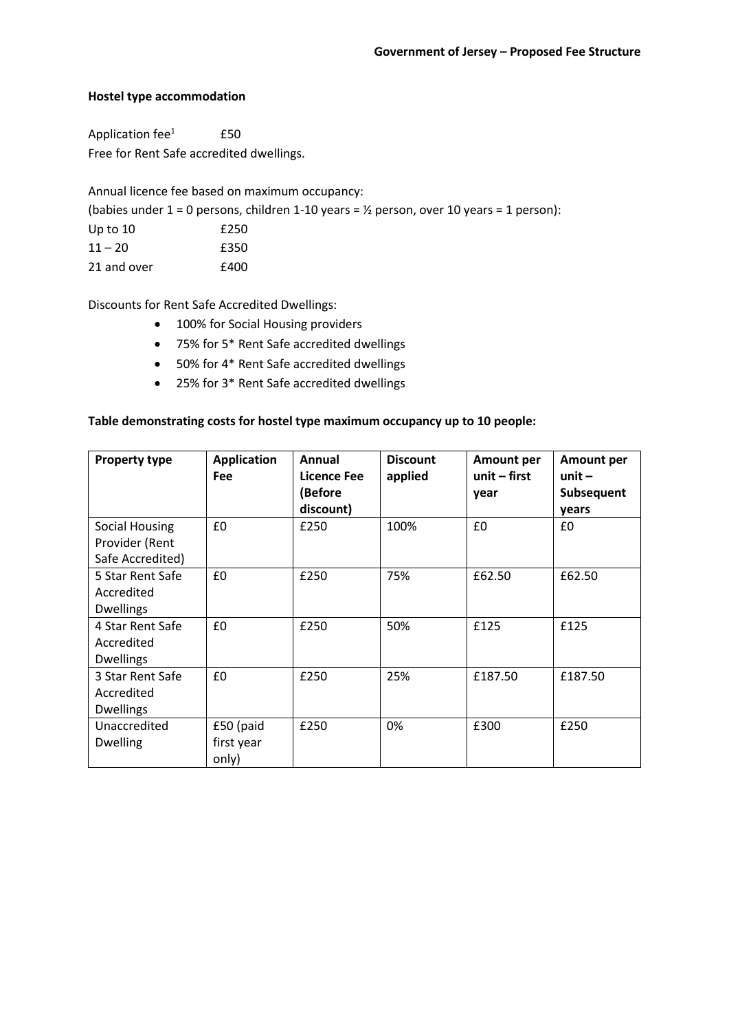**Hostel type accommodation**

Application fee[1] £50

Free for Rent Safe accredited dwellings.

Annual licence fee based on maximum occupancy:

(babies under 1 = 0 persons, children 1-10 years = ½ person, over 10 years = 1 person):

Up to 10 £250

11 – 20 £350

21 and over £400

Discounts for Rent Safe Accredited Dwellings:

- 100% for Social Housing providers
- 75% for 5* Rent Safe accredited dwellings
- 50% for 4* Rent Safe accredited dwellings
- 25% for 3* Rent Safe accredited dwellings

**Table demonstrating costs for hostel type maximum occupancy up to 10 people:**

| Property type | Application Fee | Annual Licence Fee (Before discount) | Discount applied | Amount per unit – first year | Amount per unit – Subsequent years |
|---|---|---|---|---|---|
| Social Housing Provider (Rent Safe Accredited) | £0 | £250 | 100% | £0 | £0 |
| 5 Star Rent Safe Accredited Dwellings | £0 | £250 | 75% | £62.50 | £62.50 |
| 4 Star Rent Safe Accredited Dwellings | £0 | £250 | 50% | £125 | £125 |
| 3 Star Rent Safe Accredited Dwellings | £0 | £250 | 25% | £187.50 | £187.50 |
| Unaccredited Dwelling | £50 (paid first year only) | £250 | 0% | £300 | £250 |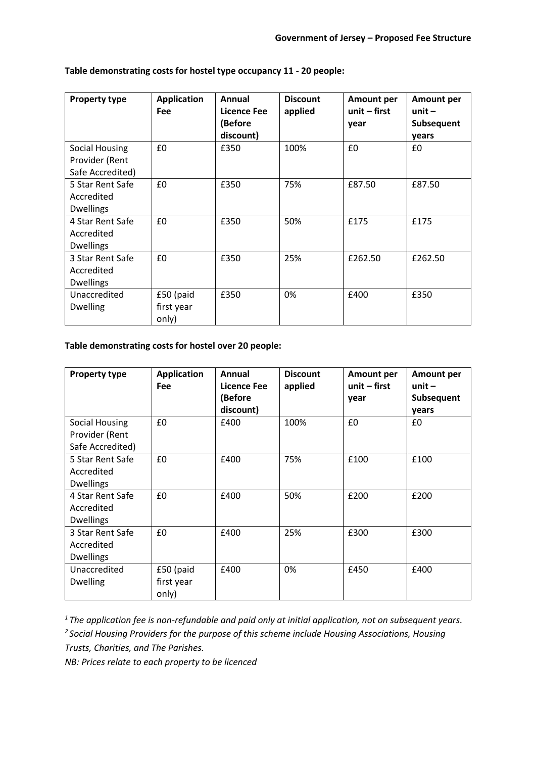**Table demonstrating costs for hostel type occupancy 11 - 20 people:**

| Property type | Application Fee | Annual Licence Fee (Before discount) | Discount applied | Amount per unit – first year | Amount per unit – Subsequent years |
|---|---|---|---|---|---|
| Social Housing Provider (Rent Safe Accredited) | £0 | £350 | 100% | £0 | £0 |
| 5 Star Rent Safe Accredited Dwellings | £0 | £350 | 75% | £87.50 | £87.50 |
| 4 Star Rent Safe Accredited Dwellings | £0 | £350 | 50% | £175 | £175 |
| 3 Star Rent Safe Accredited Dwellings | £0 | £350 | 25% | £262.50 | £262.50 |
| Unaccredited Dwelling | £50 (paid first year only) | £350 | 0% | £400 | £350 |

**Table demonstrating costs for hostel over 20 people:**

| Property type | Application Fee | Annual Licence Fee (Before discount) | Discount applied | Amount per unit – first year | Amount per unit – Subsequent years |
|---|---|---|---|---|---|
| Social Housing Provider (Rent Safe Accredited) | £0 | £400 | 100% | £0 | £0 |
| 5 Star Rent Safe Accredited Dwellings | £0 | £400 | 75% | £100 | £100 |
| 4 Star Rent Safe Accredited Dwellings | £0 | £400 | 50% | £200 | £200 |
| 3 Star Rent Safe Accredited Dwellings | £0 | £400 | 25% | £300 | £300 |
| Unaccredited Dwelling | £50 (paid first year only) | £400 | 0% | £450 | £400 |

*[1] The application fee is non-refundable and paid only at initial application, not on subsequent years.*

*[2] Social Housing Providers for the purpose of this scheme include Housing Associations, Housing Trusts, Charities, and The Parishes.*

*NB: Prices relate to each property to be licenced*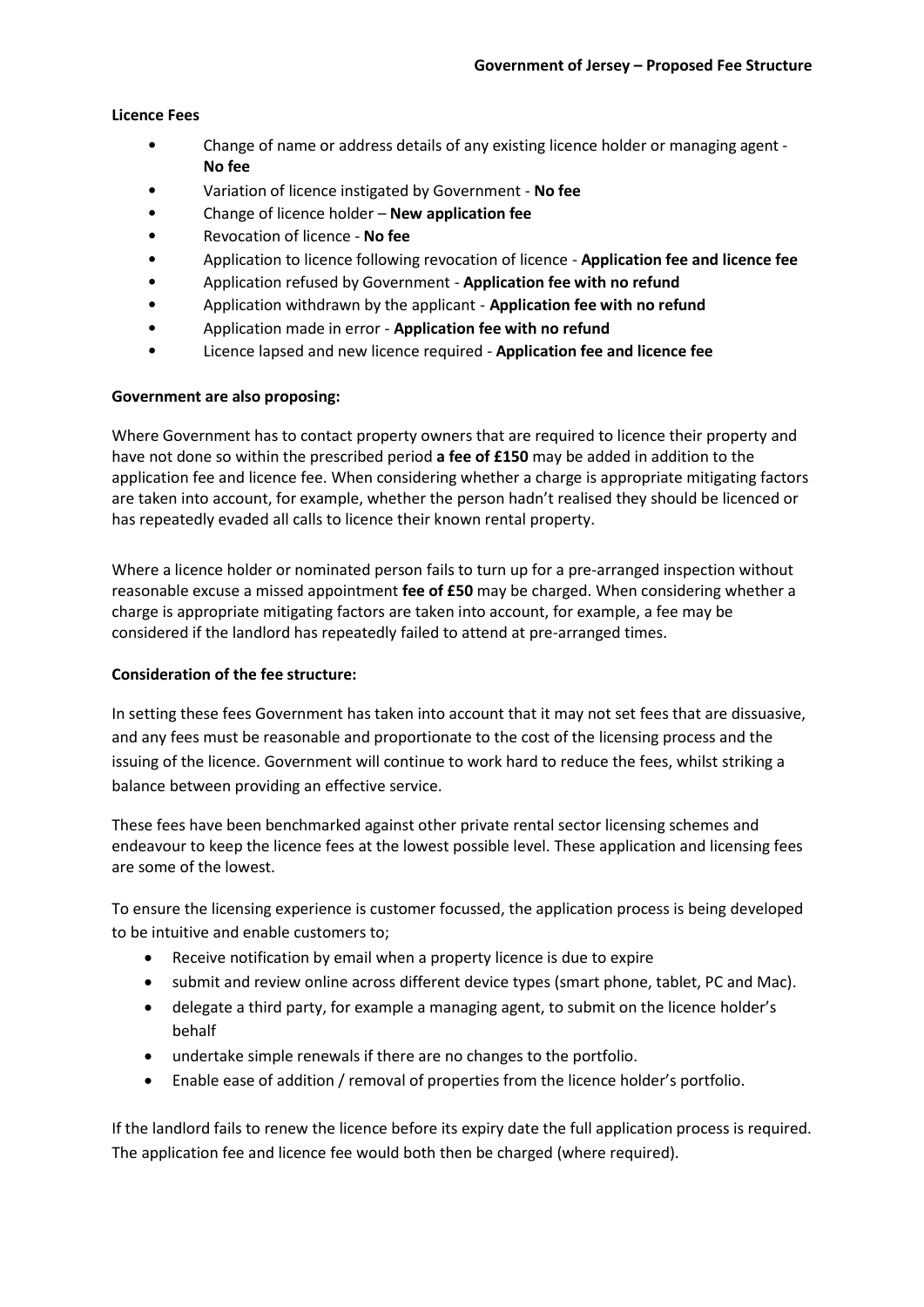**Licence Fees**

- Change of name or address details of any existing licence holder or managing agent - **No fee**
- Variation of licence instigated by Government - **No fee**
- Change of licence holder – **New application fee**
- Revocation of licence - **No fee**
- Application to licence following revocation of licence - **Application fee and licence fee**
- Application refused by Government - **Application fee with no refund**
- Application withdrawn by the applicant - **Application fee with no refund**
- Application made in error - **Application fee with no refund**
- Licence lapsed and new licence required - **Application fee and licence fee**

**Government are also proposing:**

Where Government has to contact property owners that are required to licence their property and have not done so within the prescribed period **a fee of £150** may be added in addition to the application fee and licence fee. When considering whether a charge is appropriate mitigating factors are taken into account, for example, whether the person hadn't realised they should be licenced or has repeatedly evaded all calls to licence their known rental property.

Where a licence holder or nominated person fails to turn up for a pre-arranged inspection without reasonable excuse a missed appointment **fee of £50** may be charged. When considering whether a charge is appropriate mitigating factors are taken into account, for example, a fee may be considered if the landlord has repeatedly failed to attend at pre-arranged times.

**Consideration of the fee structure:**

In setting these fees Government has taken into account that it may not set fees that are dissuasive, and any fees must be reasonable and proportionate to the cost of the licensing process and the issuing of the licence. Government will continue to work hard to reduce the fees, whilst striking a balance between providing an effective service.

These fees have been benchmarked against other private rental sector licensing schemes and endeavour to keep the licence fees at the lowest possible level. These application and licensing fees are some of the lowest.

To ensure the licensing experience is customer focussed, the application process is being developed to be intuitive and enable customers to;

- Receive notification by email when a property licence is due to expire
- submit and review online across different device types (smart phone, tablet, PC and Mac).
- delegate a third party, for example a managing agent, to submit on the licence holder's behalf
- undertake simple renewals if there are no changes to the portfolio.
- Enable ease of addition / removal of properties from the licence holder's portfolio.

If the landlord fails to renew the licence before its expiry date the full application process is required. The application fee and licence fee would both then be charged (where required).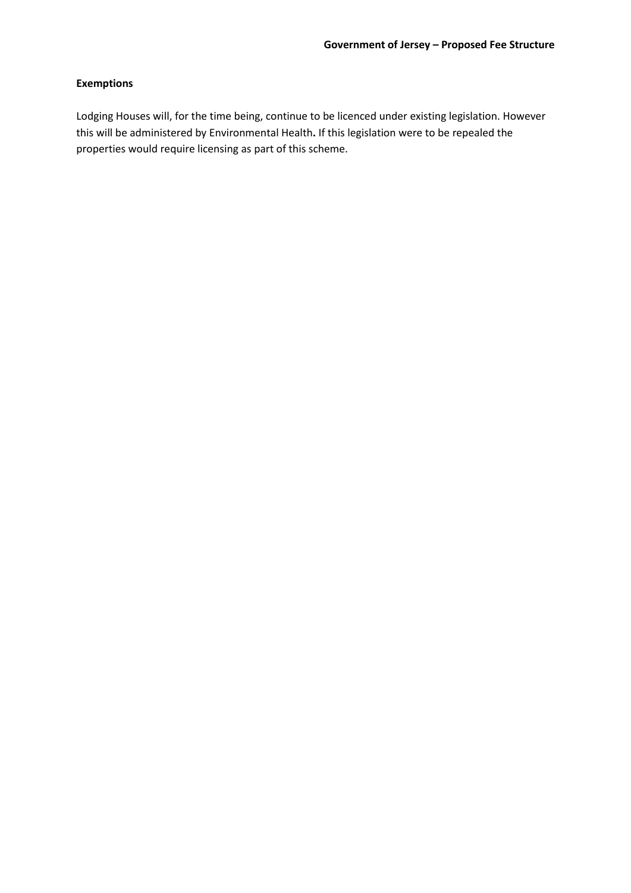**Exemptions**

Lodging Houses will, for the time being, continue to be licenced under existing legislation. However this will be administered by Environmental Health**.** If this legislation were to be repealed the properties would require licensing as part of this scheme.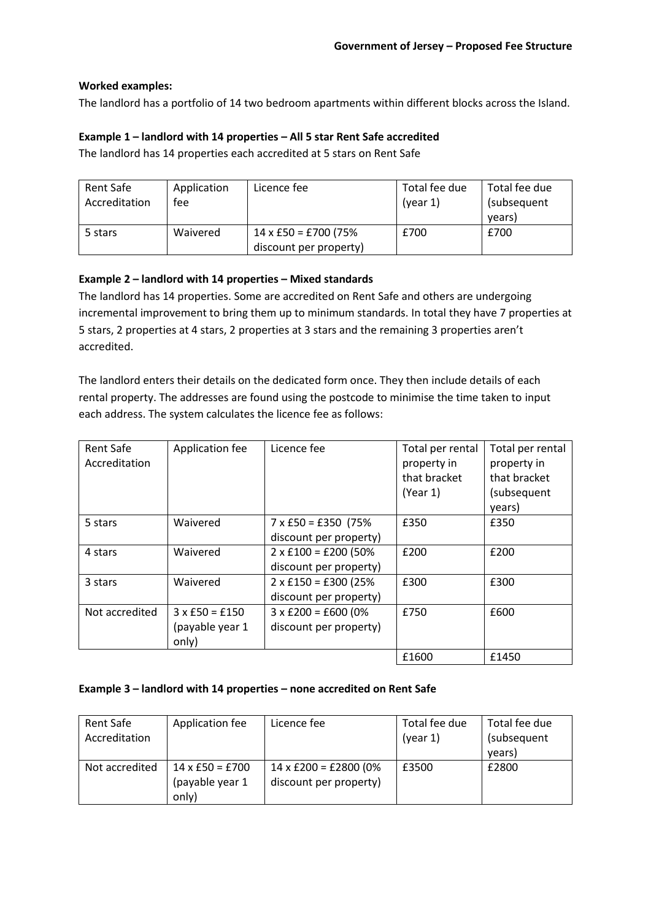**Worked examples:**

The landlord has a portfolio of 14 two bedroom apartments within different blocks across the Island.

**Example 1 – landlord with 14 properties – All 5 star Rent Safe accredited**

The landlord has 14 properties each accredited at 5 stars on Rent Safe

| Rent Safe Accreditation | Application fee | Licence fee | Total fee due (year 1) | Total fee due (subsequent years) |
|---|---|---|---|---|
| 5 stars | Waivered | 14 x £50 = £700 (75% discount per property) | £700 | £700 |

**Example 2 – landlord with 14 properties – Mixed standards**

The landlord has 14 properties. Some are accredited on Rent Safe and others are undergoing incremental improvement to bring them up to minimum standards. In total they have 7 properties at 5 stars, 2 properties at 4 stars, 2 properties at 3 stars and the remaining 3 properties aren't accredited.

The landlord enters their details on the dedicated form once. They then include details of each rental property. The addresses are found using the postcode to minimise the time taken to input each address. The system calculates the licence fee as follows:

| Rent Safe Accreditation | Application fee | Licence fee | Total per rental property in that bracket (Year 1) | Total per rental property in that bracket (subsequent years) |
|---|---|---|---|---|
| 5 stars | Waivered | 7 x £50 = £350 (75% discount per property) | £350 | £350 |
| 4 stars | Waivered | 2 x £100 = £200 (50% discount per property) | £200 | £200 |
| 3 stars | Waivered | 2 x £150 = £300 (25% discount per property) | £300 | £300 |
| Not accredited | 3 x £50 = £150 (payable year 1 only) | 3 x £200 = £600 (0% discount per property) | £750 | £600 |
| | | | £1600 | £1450 |

**Example 3 – landlord with 14 properties – none accredited on Rent Safe**

| Rent Safe Accreditation | Application fee | Licence fee | Total fee due (year 1) | Total fee due (subsequent years) |
|---|---|---|---|---|
| Not accredited | 14 x £50 = £700 (payable year 1 only) | 14 x £200 = £2800 (0% discount per property) | £3500 | £2800 |